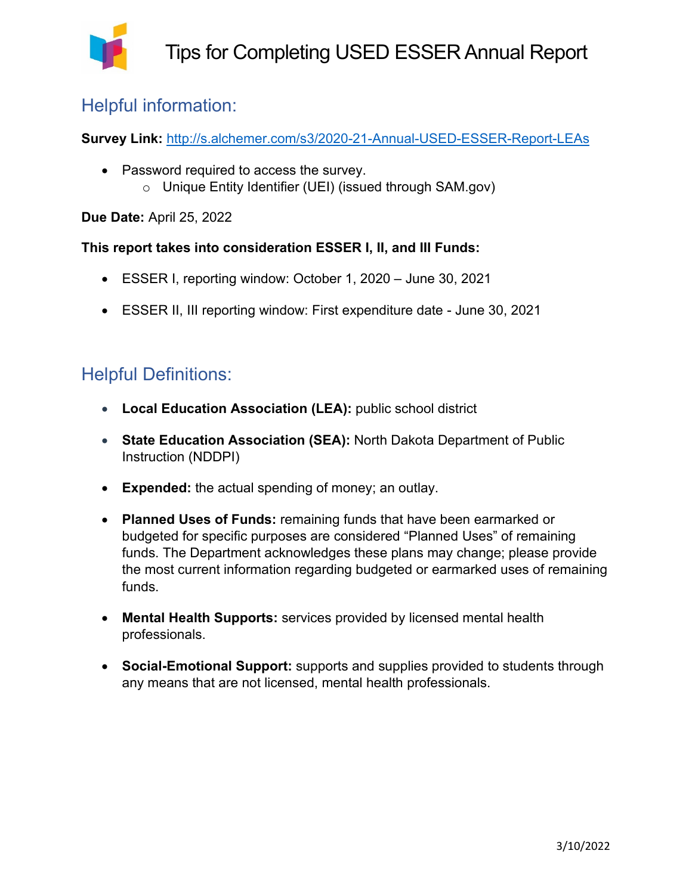# Tips for Completing USED ESSER Annual Report

## Helpful information:

**Survey Link:** [http://s.alchemer.com/s3/2020-21-Annual-USED-ESSER-Report-LEAs](http://s.alchemer.com/s3/2020-21-Annual-USED-ESSER-Report-LEAs)

- Password required to access the survey.
  - Unique Entity Identifier (UEI) (issued through SAM.gov)

**Due Date:** April 25, 2022

**This report takes into consideration ESSER I, II, and III Funds:**

- ESSER I, reporting window: October 1, 2020 – June 30, 2021
- ESSER II, III reporting window: First expenditure date - June 30, 2021

## Helpful Definitions:

- **Local Education Association (LEA):** public school district
- **State Education Association (SEA):** North Dakota Department of Public Instruction (NDDPI)
- **Expended:** the actual spending of money; an outlay.
- **Planned Uses of Funds:** remaining funds that have been earmarked or budgeted for specific purposes are considered "Planned Uses" of remaining funds. The Department acknowledges these plans may change; please provide the most current information regarding budgeted or earmarked uses of remaining funds.
- **Mental Health Supports:** services provided by licensed mental health professionals.
- **Social-Emotional Support:** supports and supplies provided to students through any means that are not licensed, mental health professionals.

3/10/2022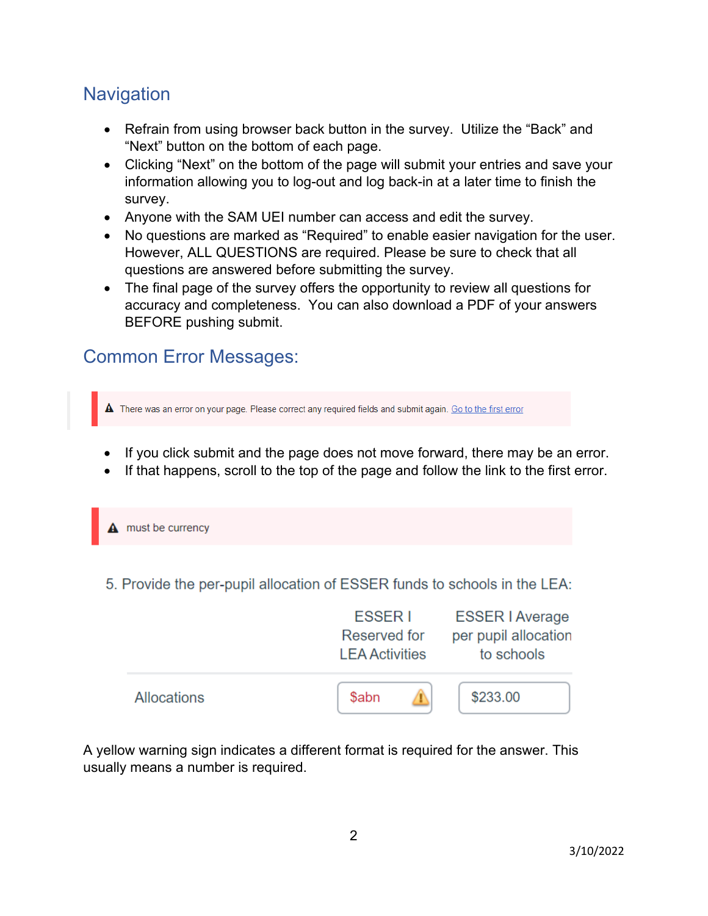## Navigation

- Refrain from using browser back button in the survey. Utilize the "Back" and "Next" button on the bottom of each page.
- Clicking "Next" on the bottom of the page will submit your entries and save your information allowing you to log-out and log back-in at a later time to finish the survey.
- Anyone with the SAM UEI number can access and edit the survey.
- No questions are marked as "Required" to enable easier navigation for the user. However, ALL QUESTIONS are required. Please be sure to check that all questions are answered before submitting the survey.
- The final page of the survey offers the opportunity to review all questions for accuracy and completeness. You can also download a PDF of your answers BEFORE pushing submit.

## Common Error Messages:

> ⚠ There was an error on your page. Please correct any required fields and submit again. Go to the first error

- If you click submit and the page does not move forward, there may be an error.
- If that happens, scroll to the top of the page and follow the link to the first error.

> ⚠ must be currency

5. Provide the per-pupil allocation of ESSER funds to schools in the LEA:

| | ESSER I Reserved for LEA Activities | ESSER I Average per pupil allocation to schools |
|---|---|---|
| Allocations | $abn ⚠ | $233.00 |

A yellow warning sign indicates a different format is required for the answer. This usually means a number is required.

3/10/2022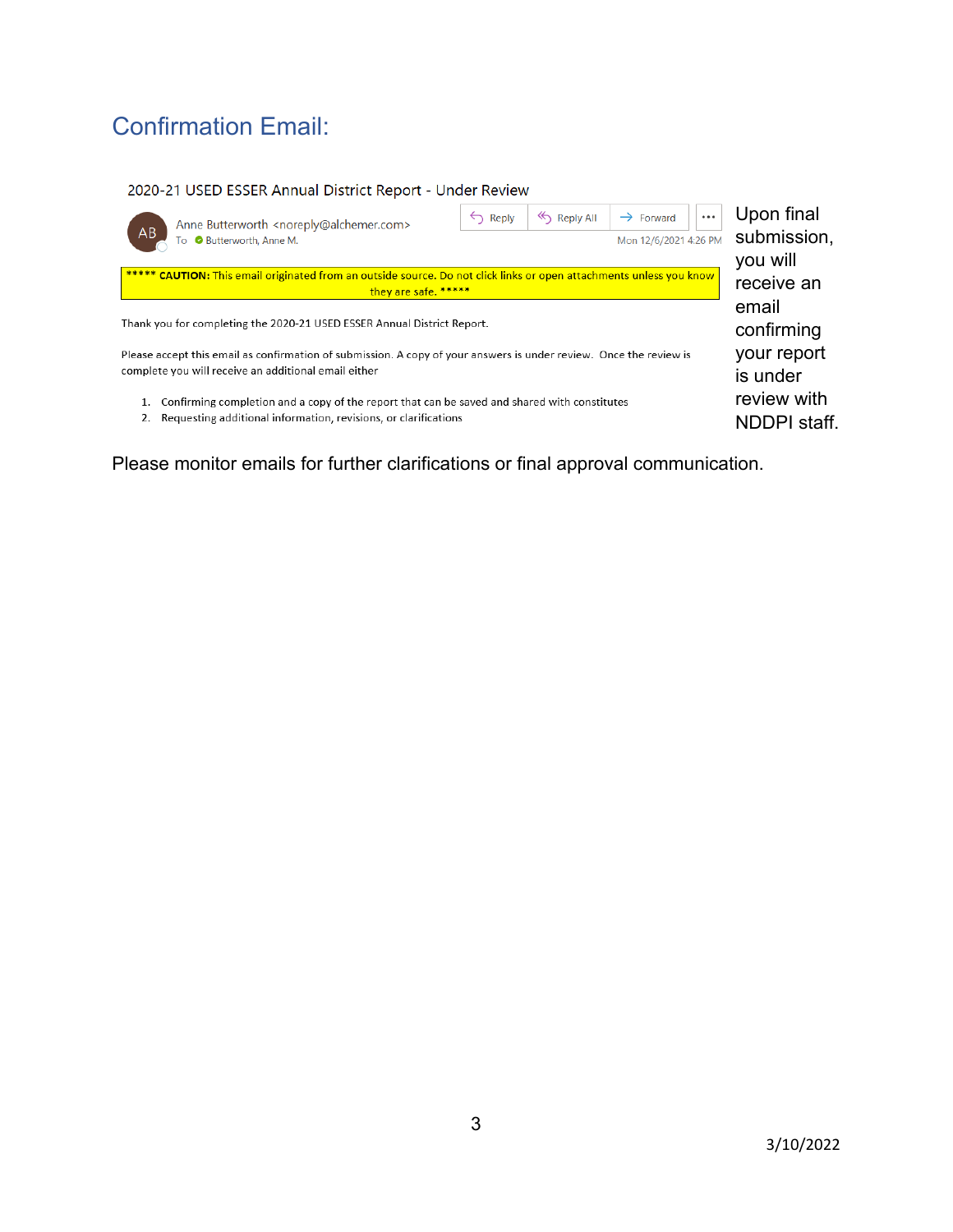## Confirmation Email:

2020-21 USED ESSER Annual District Report - Under Review

Anne Butterworth <noreply@alchemer.com>
To Butterworth, Anne M.

Reply | Reply All | Forward | ...

Mon 12/6/2021 4:26 PM

***** **CAUTION:** This email originated from an outside source. Do not click links or open attachments unless you know they are safe. *****

Thank you for completing the 2020-21 USED ESSER Annual District Report.

Please accept this email as confirmation of submission. A copy of your answers is under review. Once the review is complete you will receive an additional email either

1. Confirming completion and a copy of the report that can be saved and shared with constitutes
2. Requesting additional information, revisions, or clarifications

Upon final submission, you will receive an email confirming your report is under review with NDDPI staff.

Please monitor emails for further clarifications or final approval communication.

3/10/2022